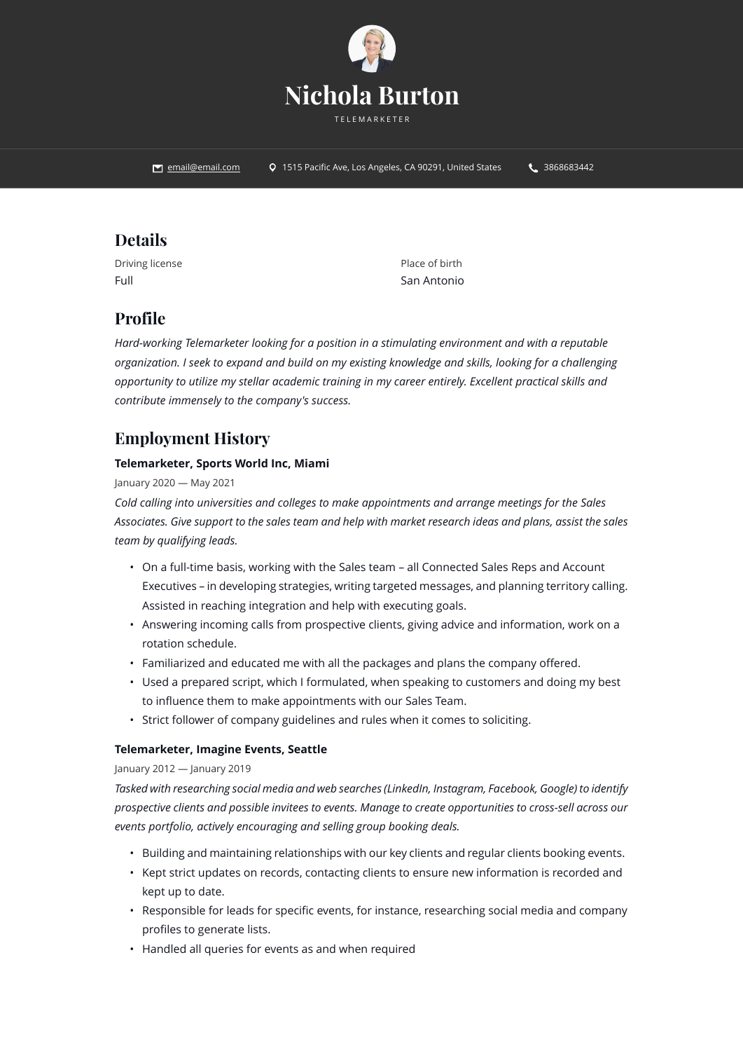# Nichola Burton

TELEMARKETER

email@email.com | 1515 Pacific Ave, Los Angeles, CA 90291, United States | 3868683442

## Details

Driving license
Full

Place of birth
San Antonio

## Profile

*Hard-working Telemarketer looking for a position in a stimulating environment and with a reputable organization. I seek to expand and build on my existing knowledge and skills, looking for a challenging opportunity to utilize my stellar academic training in my career entirely. Excellent practical skills and contribute immensely to the company's success.*

## Employment History

### Telemarketer, Sports World Inc, Miami

January 2020 — May 2021

*Cold calling into universities and colleges to make appointments and arrange meetings for the Sales Associates. Give support to the sales team and help with market research ideas and plans, assist the sales team by qualifying leads.*

- On a full-time basis, working with the Sales team – all Connected Sales Reps and Account Executives – in developing strategies, writing targeted messages, and planning territory calling. Assisted in reaching integration and help with executing goals.
- Answering incoming calls from prospective clients, giving advice and information, work on a rotation schedule.
- Familiarized and educated me with all the packages and plans the company offered.
- Used a prepared script, which I formulated, when speaking to customers and doing my best to influence them to make appointments with our Sales Team.
- Strict follower of company guidelines and rules when it comes to soliciting.

### Telemarketer, Imagine Events, Seattle

January 2012 — January 2019

*Tasked with researching social media and web searches (LinkedIn, Instagram, Facebook, Google) to identify prospective clients and possible invitees to events. Manage to create opportunities to cross-sell across our events portfolio, actively encouraging and selling group booking deals.*

- Building and maintaining relationships with our key clients and regular clients booking events.
- Kept strict updates on records, contacting clients to ensure new information is recorded and kept up to date.
- Responsible for leads for specific events, for instance, researching social media and company profiles to generate lists.
- Handled all queries for events as and when required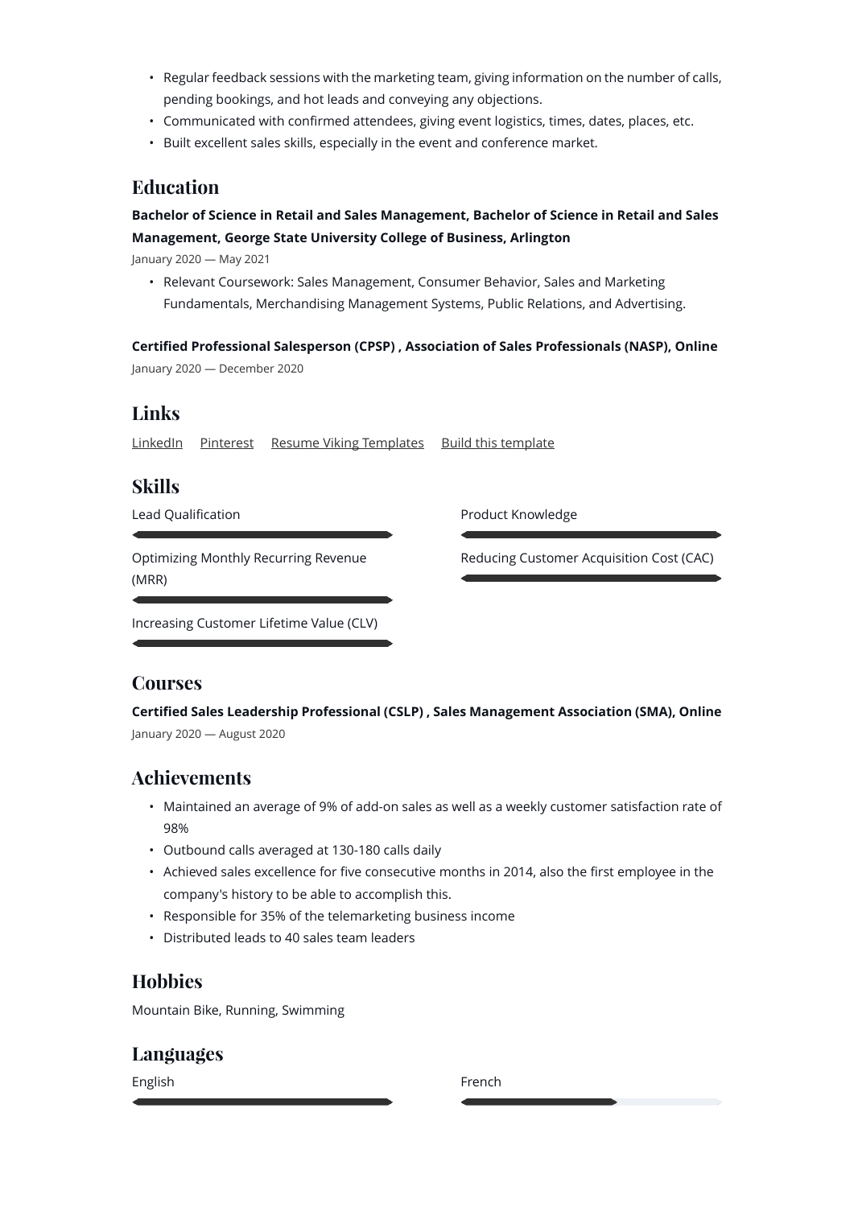- Regular feedback sessions with the marketing team, giving information on the number of calls, pending bookings, and hot leads and conveying any objections.
- Communicated with confirmed attendees, giving event logistics, times, dates, places, etc.
- Built excellent sales skills, especially in the event and conference market.

## Education

**Bachelor of Science in Retail and Sales Management, Bachelor of Science in Retail and Sales Management, George State University College of Business, Arlington**

January 2020 — May 2021

- Relevant Coursework: Sales Management, Consumer Behavior, Sales and Marketing Fundamentals, Merchandising Management Systems, Public Relations, and Advertising.

**Certified Professional Salesperson (CPSP) , Association of Sales Professionals (NASP), Online**

January 2020 — December 2020

## Links

LinkedIn Pinterest Resume Viking Templates Build this template

## Skills

Lead Qualification

Product Knowledge

Optimizing Monthly Recurring Revenue (MRR)

Reducing Customer Acquisition Cost (CAC)

Increasing Customer Lifetime Value (CLV)

## Courses

**Certified Sales Leadership Professional (CSLP) , Sales Management Association (SMA), Online**

January 2020 — August 2020

## Achievements

- Maintained an average of 9% of add-on sales as well as a weekly customer satisfaction rate of 98%
- Outbound calls averaged at 130-180 calls daily
- Achieved sales excellence for five consecutive months in 2014, also the first employee in the company's history to be able to accomplish this.
- Responsible for 35% of the telemarketing business income
- Distributed leads to 40 sales team leaders

## Hobbies

Mountain Bike, Running, Swimming

## Languages

English

French